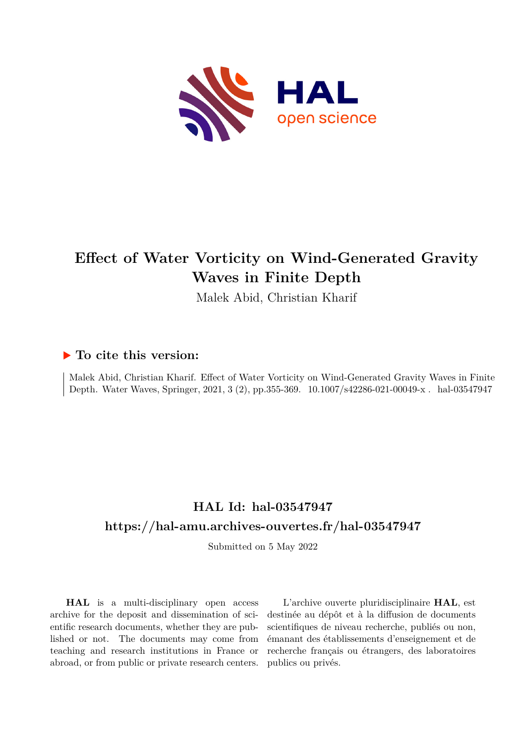# Effect of Water Vorticity on Wind-Generated Gravity Waves in Finite Depth

Malek Abid, Christian Kharif

### ▶ To cite this version:

Malek Abid, Christian Kharif. Effect of Water Vorticity on Wind-Generated Gravity Waves in Finite Depth. Water Waves, Springer, 2021, 3 (2), pp.355-369. 10.1007/s42286-021-00049-x . hal-03547947

## HAL Id: hal-03547947

## https://hal-amu.archives-ouvertes.fr/hal-03547947

Submitted on 5 May 2022

**HAL** is a multi-disciplinary open access archive for the deposit and dissemination of scientific research documents, whether they are published or not. The documents may come from teaching and research institutions in France or abroad, or from public or private research centers.

L'archive ouverte pluridisciplinaire **HAL**, est destinée au dépôt et à la diffusion de documents scientifiques de niveau recherche, publiés ou non, émanant des établissements d'enseignement et de recherche français ou étrangers, des laboratoires publics ou privés.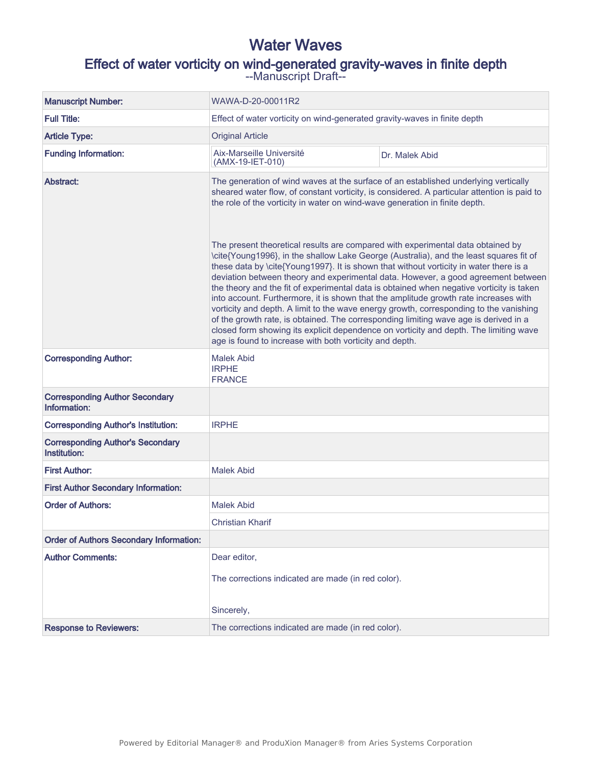# Water Waves

## Effect of water vorticity on wind-generated gravity-waves in finite depth

--Manuscript Draft--

| | |
|---|---|
| **Manuscript Number:** | WAWA-D-20-00011R2 |
| **Full Title:** | Effect of water vorticity on wind-generated gravity-waves in finite depth |
| **Article Type:** | Original Article |
| **Funding Information:** | Aix-Marseille Université (AMX-19-IET-010) — Dr. Malek Abid |
| **Abstract:** | The generation of wind waves at the surface of an established underlying vertically sheared water flow, of constant vorticity, is considered. A particular attention is paid to the role of the vorticity in water on wind-wave generation in finite depth.<br><br>The present theoretical results are compared with experimental data obtained by \cite{Young1996}, in the shallow Lake George (Australia), and the least squares fit of these data by \cite{Young1997}. It is shown that without vorticity in water there is a deviation between theory and experimental data. However, a good agreement between the theory and the fit of experimental data is obtained when negative vorticity is taken into account. Furthermore, it is shown that the amplitude growth rate increases with vorticity and depth. A limit to the wave energy growth, corresponding to the vanishing of the growth rate, is obtained. The corresponding limiting wave age is derived in a closed form showing its explicit dependence on vorticity and depth. The limiting wave age is found to increase with both vorticity and depth. |
| **Corresponding Author:** | Malek Abid<br>IRPHE<br>FRANCE |
| **Corresponding Author Secondary Information:** | |
| **Corresponding Author's Institution:** | IRPHE |
| **Corresponding Author's Secondary Institution:** | |
| **First Author:** | Malek Abid |
| **First Author Secondary Information:** | |
| **Order of Authors:** | Malek Abid<br>Christian Kharif |
| **Order of Authors Secondary Information:** | |
| **Author Comments:** | Dear editor,<br><br>The corrections indicated are made (in red color).<br><br>Sincerely, |
| **Response to Reviewers:** | The corrections indicated are made (in red color). |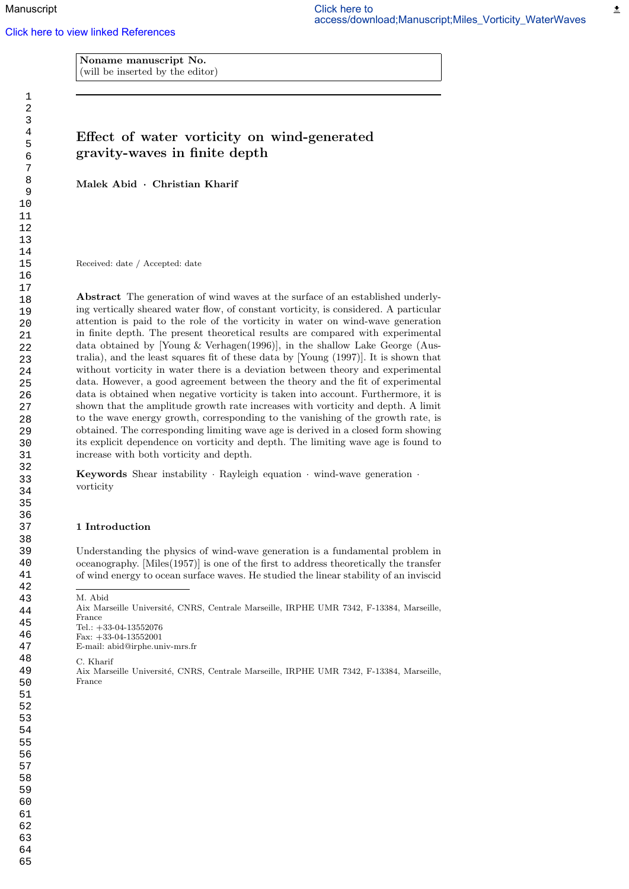Noname manuscript No.
(will be inserted by the editor)

# Effect of water vorticity on wind-generated gravity-waves in finite depth

**Malek Abid · Christian Kharif**

Received: date / Accepted: date

**Abstract** The generation of wind waves at the surface of an established underlying vertically sheared water flow, of constant vorticity, is considered. A particular attention is paid to the role of the vorticity in water on wind-wave generation in finite depth. The present theoretical results are compared with experimental data obtained by [Young & Verhagen(1996)], in the shallow Lake George (Australia), and the least squares fit of these data by [Young (1997)]. It is shown that without vorticity in water there is a deviation between theory and experimental data. However, a good agreement between the theory and the fit of experimental data is obtained when negative vorticity is taken into account. Furthermore, it is shown that the amplitude growth rate increases with vorticity and depth. A limit to the wave energy growth, corresponding to the vanishing of the growth rate, is obtained. The corresponding limiting wave age is derived in a closed form showing its explicit dependence on vorticity and depth. The limiting wave age is found to increase with both vorticity and depth.

**Keywords** Shear instability · Rayleigh equation · wind-wave generation · vorticity

## 1 Introduction

Understanding the physics of wind-wave generation is a fundamental problem in oceanography. [Miles(1957)] is one of the first to address theoretically the transfer of wind energy to ocean surface waves. He studied the linear stability of an inviscid

M. Abid
Aix Marseille Université, CNRS, Centrale Marseille, IRPHE UMR 7342, F-13384, Marseille, France
Tel.: +33-04-13552076
Fax: +33-04-13552001
E-mail: abid@irphe.univ-mrs.fr

C. Kharif
Aix Marseille Université, CNRS, Centrale Marseille, IRPHE UMR 7342, F-13384, Marseille, France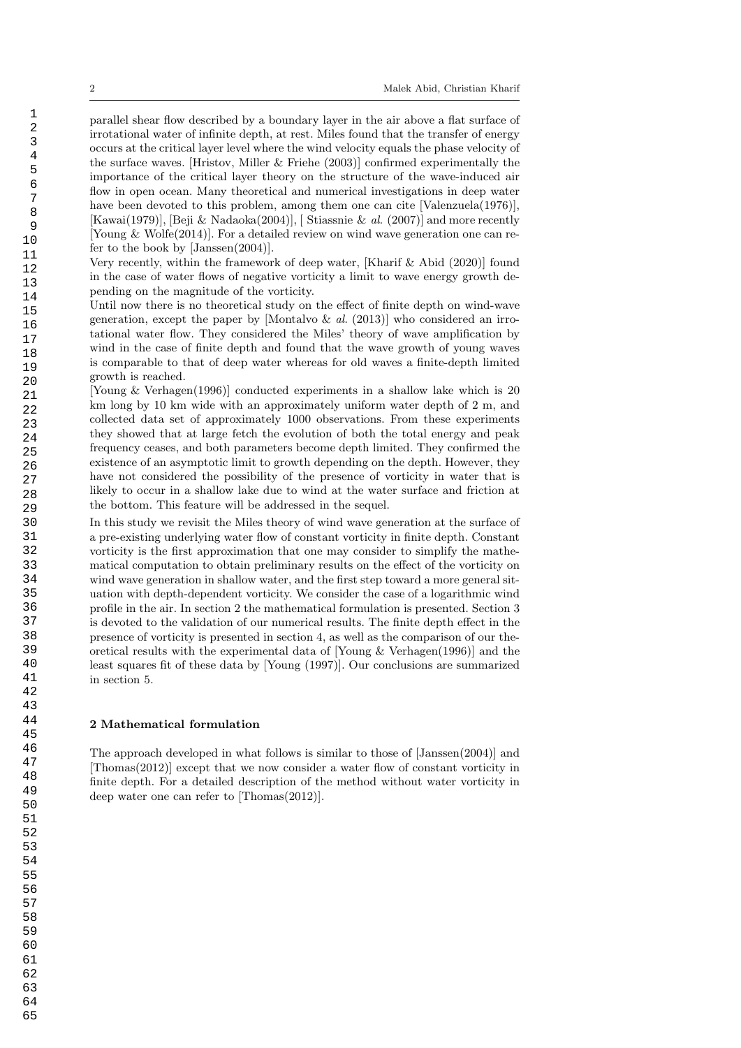parallel shear flow described by a boundary layer in the air above a flat surface of irrotational water of infinite depth, at rest. Miles found that the transfer of energy occurs at the critical layer level where the wind velocity equals the phase velocity of the surface waves. [Hristov, Miller & Friehe (2003)] confirmed experimentally the importance of the critical layer theory on the structure of the wave-induced air flow in open ocean. Many theoretical and numerical investigations in deep water have been devoted to this problem, among them one can cite [Valenzuela(1976)], [Kawai(1979)], [Beji & Nadaoka(2004)], [ Stiassnie & *al.* (2007)] and more recently [Young & Wolfe(2014)]. For a detailed review on wind wave generation one can refer to the book by [Janssen(2004)].

Very recently, within the framework of deep water, [Kharif & Abid (2020)] found in the case of water flows of negative vorticity a limit to wave energy growth depending on the magnitude of the vorticity.

Until now there is no theoretical study on the effect of finite depth on wind-wave generation, except the paper by [Montalvo & *al.* (2013)] who considered an irrotational water flow. They considered the Miles' theory of wave amplification by wind in the case of finite depth and found that the wave growth of young waves is comparable to that of deep water whereas for old waves a finite-depth limited growth is reached.

[Young & Verhagen(1996)] conducted experiments in a shallow lake which is 20 km long by 10 km wide with an approximately uniform water depth of 2 m, and collected data set of approximately 1000 observations. From these experiments they showed that at large fetch the evolution of both the total energy and peak frequency ceases, and both parameters become depth limited. They confirmed the existence of an asymptotic limit to growth depending on the depth. However, they have not considered the possibility of the presence of vorticity in water that is likely to occur in a shallow lake due to wind at the water surface and friction at the bottom. This feature will be addressed in the sequel.

In this study we revisit the Miles theory of wind wave generation at the surface of a pre-existing underlying water flow of constant vorticity in finite depth. Constant vorticity is the first approximation that one may consider to simplify the mathematical computation to obtain preliminary results on the effect of the vorticity on wind wave generation in shallow water, and the first step toward a more general situation with depth-dependent vorticity. We consider the case of a logarithmic wind profile in the air. In section 2 the mathematical formulation is presented. Section 3 is devoted to the validation of our numerical results. The finite depth effect in the presence of vorticity is presented in section 4, as well as the comparison of our theoretical results with the experimental data of [Young & Verhagen(1996)] and the least squares fit of these data by [Young (1997)]. Our conclusions are summarized in section 5.

## 2 Mathematical formulation

The approach developed in what follows is similar to those of [Janssen(2004)] and [Thomas(2012)] except that we now consider a water flow of constant vorticity in finite depth. For a detailed description of the method without water vorticity in deep water one can refer to [Thomas(2012)].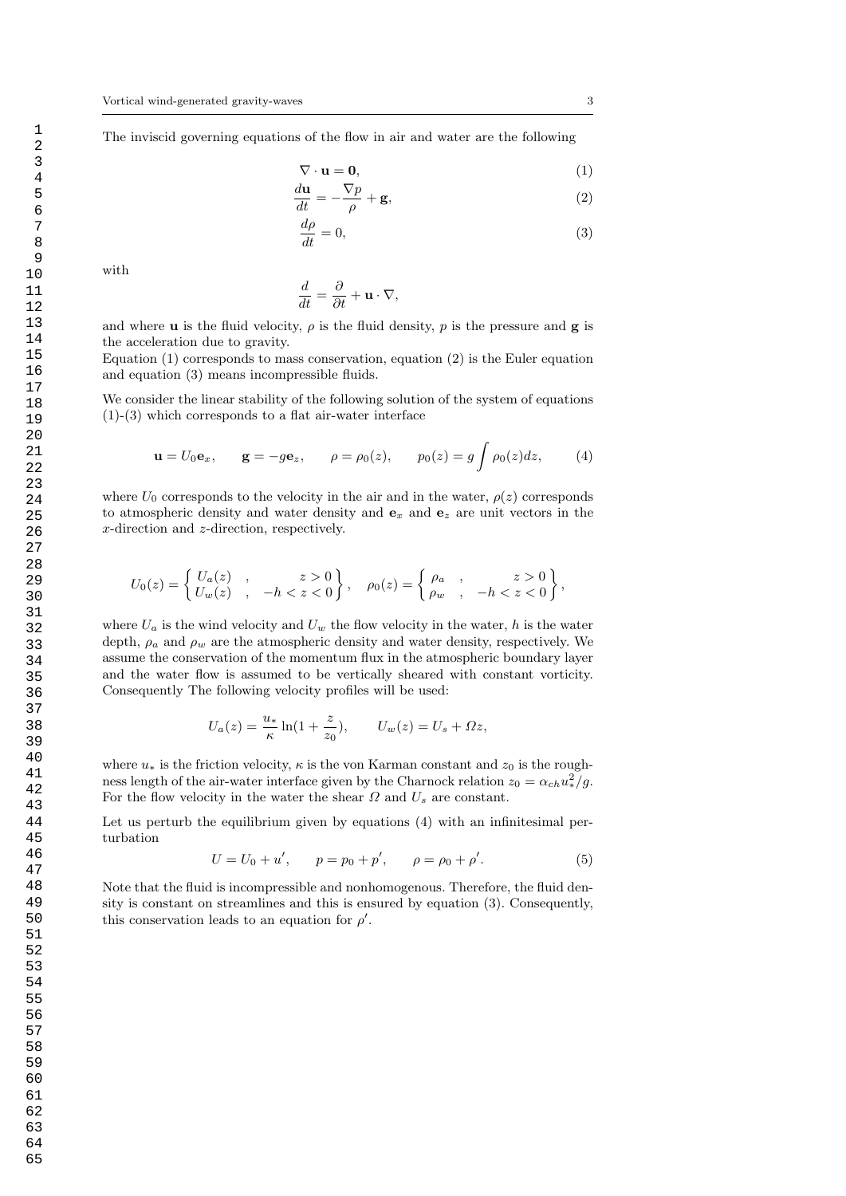The inviscid governing equations of the flow in air and water are the following

$$\nabla \cdot \mathbf{u} = \mathbf{0}, \tag{1}$$

$$\frac{d\mathbf{u}}{dt} = -\frac{\nabla p}{\rho} + \mathbf{g}, \tag{2}$$

$$\frac{d\rho}{dt} = 0, \tag{3}$$

with

$$\frac{d}{dt} = \frac{\partial}{\partial t} + \mathbf{u} \cdot \nabla,$$

and where $\mathbf{u}$ is the fluid velocity, $\rho$ is the fluid density, $p$ is the pressure and $\mathbf{g}$ is the acceleration due to gravity.
Equation (1) corresponds to mass conservation, equation (2) is the Euler equation and equation (3) means incompressible fluids.

We consider the linear stability of the following solution of the system of equations (1)-(3) which corresponds to a flat air-water interface

$$\mathbf{u} = U_0 \mathbf{e}_x, \qquad \mathbf{g} = -g\mathbf{e}_z, \qquad \rho = \rho_0(z), \qquad p_0(z) = g \int \rho_0(z) dz, \tag{4}$$

where $U_0$ corresponds to the velocity in the air and in the water, $\rho(z)$ corresponds to atmospheric density and water density and $\mathbf{e}_x$ and $\mathbf{e}_z$ are unit vectors in the $x$-direction and $z$-direction, respectively.

$$U_0(z) = \left\{ \begin{array}{lcc} U_a(z) & , & z > 0 \\ U_w(z) & , & -h < z < 0 \end{array} \right\}, \quad \rho_0(z) = \left\{ \begin{array}{lcc} \rho_a & , & z > 0 \\ \rho_w & , & -h < z < 0 \end{array} \right\},$$

where $U_a$ is the wind velocity and $U_w$ the flow velocity in the water, $h$ is the water depth, $\rho_a$ and $\rho_w$ are the atmospheric density and water density, respectively. We assume the conservation of the momentum flux in the atmospheric boundary layer and the water flow is assumed to be vertically sheared with constant vorticity. Consequently The following velocity profiles will be used:

$$U_a(z) = \frac{u_*}{\kappa} \ln(1 + \frac{z}{z_0}), \qquad U_w(z) = U_s + \Omega z,$$

where $u_*$ is the friction velocity, $\kappa$ is the von Karman constant and $z_0$ is the roughness length of the air-water interface given by the Charnock relation $z_0 = \alpha_{ch} u_*^2 / g$. For the flow velocity in the water the shear $\Omega$ and $U_s$ are constant.

Let us perturb the equilibrium given by equations (4) with an infinitesimal perturbation

$$U = U_0 + u', \qquad p = p_0 + p', \qquad \rho = \rho_0 + \rho'. \tag{5}$$

Note that the fluid is incompressible and nonhomogenous. Therefore, the fluid density is constant on streamlines and this is ensured by equation (3). Consequently, this conservation leads to an equation for $\rho'$.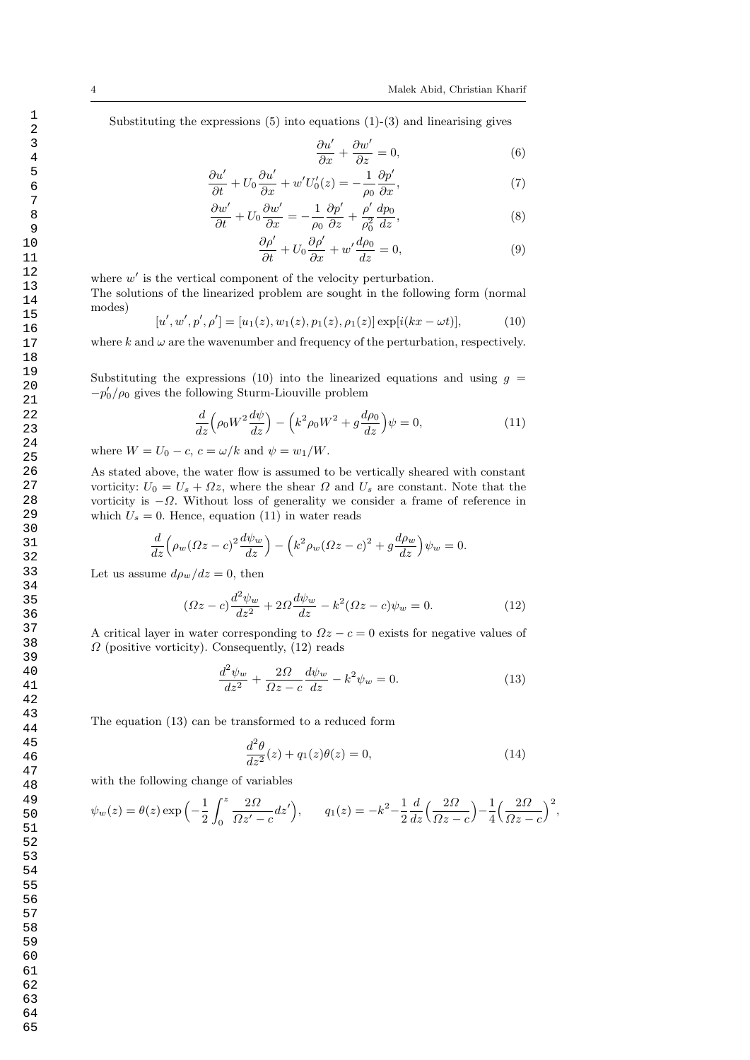Substituting the expressions (5) into equations (1)-(3) and linearising gives

$$\frac{\partial u'}{\partial x} + \frac{\partial w'}{\partial z} = 0, \tag{6}$$

$$\frac{\partial u'}{\partial t} + U_0 \frac{\partial u'}{\partial x} + w' U_0'(z) = -\frac{1}{\rho_0}\frac{\partial p'}{\partial x}, \tag{7}$$

$$\frac{\partial w'}{\partial t} + U_0 \frac{\partial w'}{\partial x} = -\frac{1}{\rho_0}\frac{\partial p'}{\partial z} + \frac{\rho'}{\rho_0^2}\frac{dp_0}{dz}, \tag{8}$$

$$\frac{\partial \rho'}{\partial t} + U_0 \frac{\partial \rho'}{\partial x} + w' \frac{d\rho_0}{dz} = 0, \tag{9}$$

where $w'$ is the vertical component of the velocity perturbation.
The solutions of the linearized problem are sought in the following form (normal modes)

$$[u', w', p', \rho'] = [u_1(z), w_1(z), p_1(z), \rho_1(z)] \exp[i(kx - \omega t)], \tag{10}$$

where $k$ and $\omega$ are the wavenumber and frequency of the perturbation, respectively.

Substituting the expressions (10) into the linearized equations and using $g = -p_0'/\rho_0$ gives the following Sturm-Liouville problem

$$\frac{d}{dz}\Big(\rho_0 W^2 \frac{d\psi}{dz}\Big) - \Big(k^2 \rho_0 W^2 + g\frac{d\rho_0}{dz}\Big)\psi = 0, \tag{11}$$

where $W = U_0 - c$, $c = \omega/k$ and $\psi = w_1/W$.

As stated above, the water flow is assumed to be vertically sheared with constant vorticity: $U_0 = U_s + \Omega z$, where the shear $\Omega$ and $U_s$ are constant. Note that the vorticity is $-\Omega$. Without loss of generality we consider a frame of reference in which $U_s = 0$. Hence, equation (11) in water reads

$$\frac{d}{dz}\Big(\rho_w (\Omega z - c)^2 \frac{d\psi_w}{dz}\Big) - \Big(k^2 \rho_w (\Omega z - c)^2 + g\frac{d\rho_w}{dz}\Big)\psi_w = 0.$$

Let us assume $d\rho_w/dz = 0$, then

$$(\Omega z - c)\frac{d^2\psi_w}{dz^2} + 2\Omega \frac{d\psi_w}{dz} - k^2(\Omega z - c)\psi_w = 0. \tag{12}$$

A critical layer in water corresponding to $\Omega z - c = 0$ exists for negative values of $\Omega$ (positive vorticity). Consequently, (12) reads

$$\frac{d^2\psi_w}{dz^2} + \frac{2\Omega}{\Omega z - c}\frac{d\psi_w}{dz} - k^2 \psi_w = 0. \tag{13}$$

The equation (13) can be transformed to a reduced form

$$\frac{d^2\theta}{dz^2}(z) + q_1(z)\theta(z) = 0, \tag{14}$$

with the following change of variables

$$\psi_w(z) = \theta(z)\exp\Big(-\frac{1}{2}\int_0^z \frac{2\Omega}{\Omega z' - c}dz'\Big), \qquad q_1(z) = -k^2 - \frac{1}{2}\frac{d}{dz}\Big(\frac{2\Omega}{\Omega z - c}\Big) - \frac{1}{4}\Big(\frac{2\Omega}{\Omega z - c}\Big)^2,$$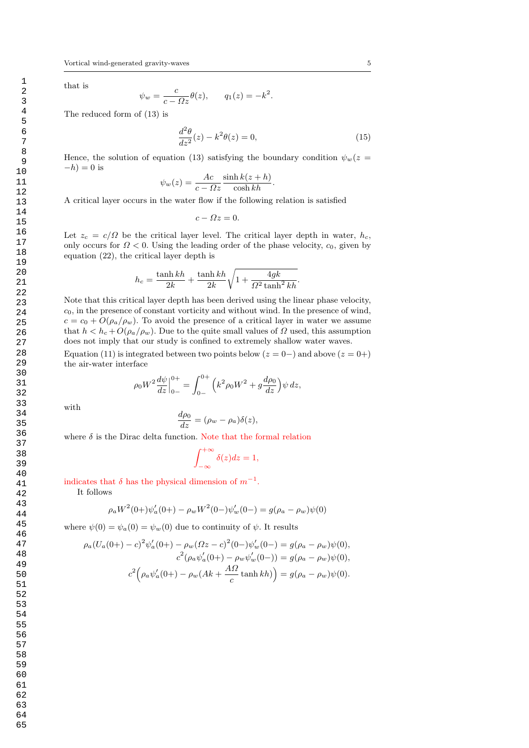that is

$$\psi_w = \frac{c}{c - \Omega z}\theta(z), \qquad q_1(z) = -k^2.$$

The reduced form of (13) is

$$\frac{d^2\theta}{dz^2}(z) - k^2\theta(z) = 0, \tag{15}$$

Hence, the solution of equation (13) satisfying the boundary condition $\psi_w(z = -h) = 0$ is

$$\psi_w(z) = \frac{Ac}{c - \Omega z}\frac{\sinh k(z+h)}{\cosh kh}.$$

A critical layer occurs in the water flow if the following relation is satisfied

$$c - \Omega z = 0.$$

Let $z_c = c/\Omega$ be the critical layer level. The critical layer depth in water, $h_c$, only occurs for $\Omega < 0$. Using the leading order of the phase velocity, $c_0$, given by equation (22), the critical layer depth is

$$h_c = \frac{\tanh kh}{2k} + \frac{\tanh kh}{2k}\sqrt{1 + \frac{4gk}{\Omega^2 \tanh^2 kh}}.$$

Note that this critical layer depth has been derived using the linear phase velocity, $c_0$, in the presence of constant vorticity and without wind. In the presence of wind, $c = c_0 + O(\rho_a/\rho_w)$. To avoid the presence of a critical layer in water we assume that $h < h_c + O(\rho_a/\rho_w)$. Due to the quite small values of $\Omega$ used, this assumption does not imply that our study is confined to extremely shallow water waves.

Equation (11) is integrated between two points below ($z = 0-$) and above ($z = 0+$) the air-water interface

$$\rho_0 W^2 \frac{d\psi}{dz}\Big|_{0-}^{0+} = \int_{0-}^{0+}\Big(k^2\rho_0 W^2 + g\frac{d\rho_0}{dz}\Big)\psi\, dz,$$

with

$$\frac{d\rho_0}{dz} = (\rho_w - \rho_a)\delta(z),$$

where $\delta$ is the Dirac delta function. Note that the formal relation

$$\int_{-\infty}^{+\infty}\delta(z)dz = 1,$$

indicates that $\delta$ has the physical dimension of $m^{-1}$.

It follows

$$\rho_a W^2(0+)\psi_a'(0+) - \rho_w W^2(0-)\psi_w'(0-) = g(\rho_a - \rho_w)\psi(0)$$

where $\psi(0) = \psi_a(0) = \psi_w(0)$ due to continuity of $\psi$. It results

$$\begin{aligned}
\rho_a(U_a(0+) - c)^2\psi_a'(0+) - \rho_w(\Omega z - c)^2(0-)\psi_w'(0-) &= g(\rho_a - \rho_w)\psi(0),\\
c^2(\rho_a\psi_a'(0+) - \rho_w\psi_w'(0-)) &= g(\rho_a - \rho_w)\psi(0),\\
c^2\Big(\rho_a\psi_a'(0+) - \rho_w(Ak + \frac{A\Omega}{c}\tanh kh)\Big) &= g(\rho_a - \rho_w)\psi(0).
\end{aligned}$$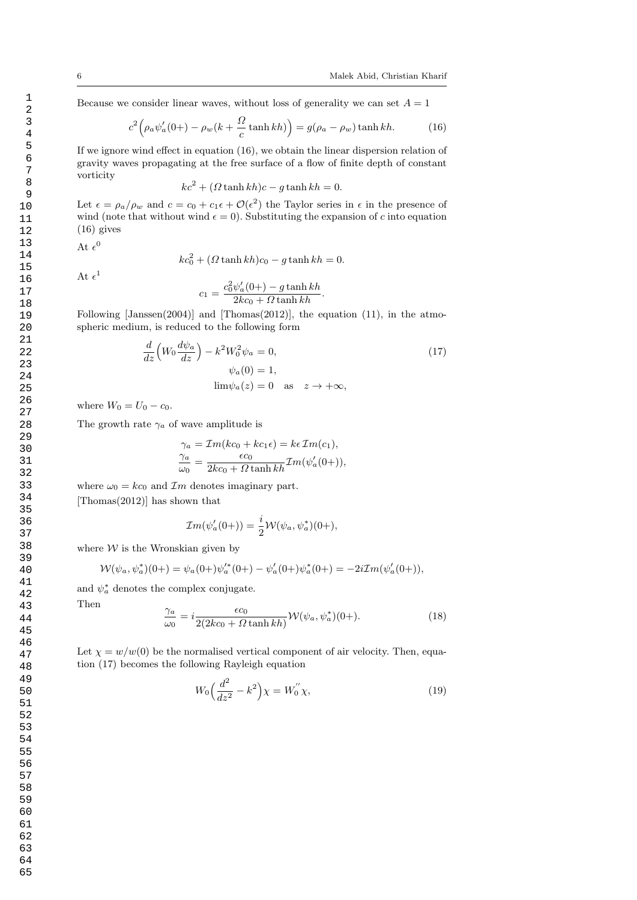Because we consider linear waves, without loss of generality we can set $A = 1$

$$
c^2 \Big( \rho_a \psi_a'(0+) - \rho_w (k + \frac{\Omega}{c} \tanh kh) \Big) = g(\rho_a - \rho_w) \tanh kh. \tag{16}
$$

If we ignore wind effect in equation (16), we obtain the linear dispersion relation of gravity waves propagating at the free surface of a flow of finite depth of constant vorticity

$$
kc^2 + (\Omega \tanh kh) c - g \tanh kh = 0.
$$

Let $\epsilon = \rho_a / \rho_w$ and $c = c_0 + c_1 \epsilon + \mathcal{O}(\epsilon^2)$ the Taylor series in $\epsilon$ in the presence of wind (note that without wind $\epsilon = 0$). Substituting the expansion of $c$ into equation (16) gives

At $\epsilon^0$

$$
kc_0^2 + (\Omega \tanh kh) c_0 - g \tanh kh = 0.
$$

At $\epsilon^1$

$$
c_1 = \frac{c_0^2 \psi_a'(0+) - g \tanh kh}{2kc_0 + \Omega \tanh kh}.
$$

Following [Janssen(2004)] and [Thomas(2012)], the equation (11), in the atmospheric medium, is reduced to the following form

$$
\begin{aligned}
\frac{d}{dz}\Big( W_0 \frac{d\psi_a}{dz} \Big) - k^2 W_0^2 \psi_a &= 0, \\
\psi_a(0) &= 1, \\
\lim \psi_a(z) &= 0 \quad \text{as} \quad z \to +\infty,
\end{aligned} \tag{17}
$$

where $W_0 = U_0 - c_0$.

The growth rate $\gamma_a$ of wave amplitude is

$$
\begin{aligned}
\gamma_a &= \mathcal{I}m(kc_0 + kc_1 \epsilon) = k\epsilon \, \mathcal{I}m(c_1), \\
\frac{\gamma_a}{\omega_0} &= \frac{\epsilon c_0}{2kc_0 + \Omega \tanh kh} \mathcal{I}m(\psi_a'(0+)),
\end{aligned}
$$

where $\omega_0 = kc_0$ and $\mathcal{I}m$ denotes imaginary part.

[Thomas(2012)] has shown that

$$
\mathcal{I}m(\psi_a'(0+)) = \frac{i}{2} \mathcal{W}(\psi_a, \psi_a^*)(0+),
$$

where $\mathcal{W}$ is the Wronskian given by

$$
\mathcal{W}(\psi_a, \psi_a^*)(0+) = \psi_a(0+) \psi_a'^*(0+) - \psi_a'(0+) \psi_a^*(0+) = -2i \mathcal{I}m(\psi_a'(0+)),
$$

and $\psi_a^*$ denotes the complex conjugate.

Then

$$
\frac{\gamma_a}{\omega_0} = i \frac{\epsilon c_0}{2(2kc_0 + \Omega \tanh kh)} \mathcal{W}(\psi_a, \psi_a^*)(0+). \tag{18}
$$

Let $\chi = w / w(0)$ be the normalised vertical component of air velocity. Then, equation (17) becomes the following Rayleigh equation

$$
W_0 \Big( \frac{d^2}{dz^2} - k^2 \Big) \chi = W_0^{''} \chi, \tag{19}
$$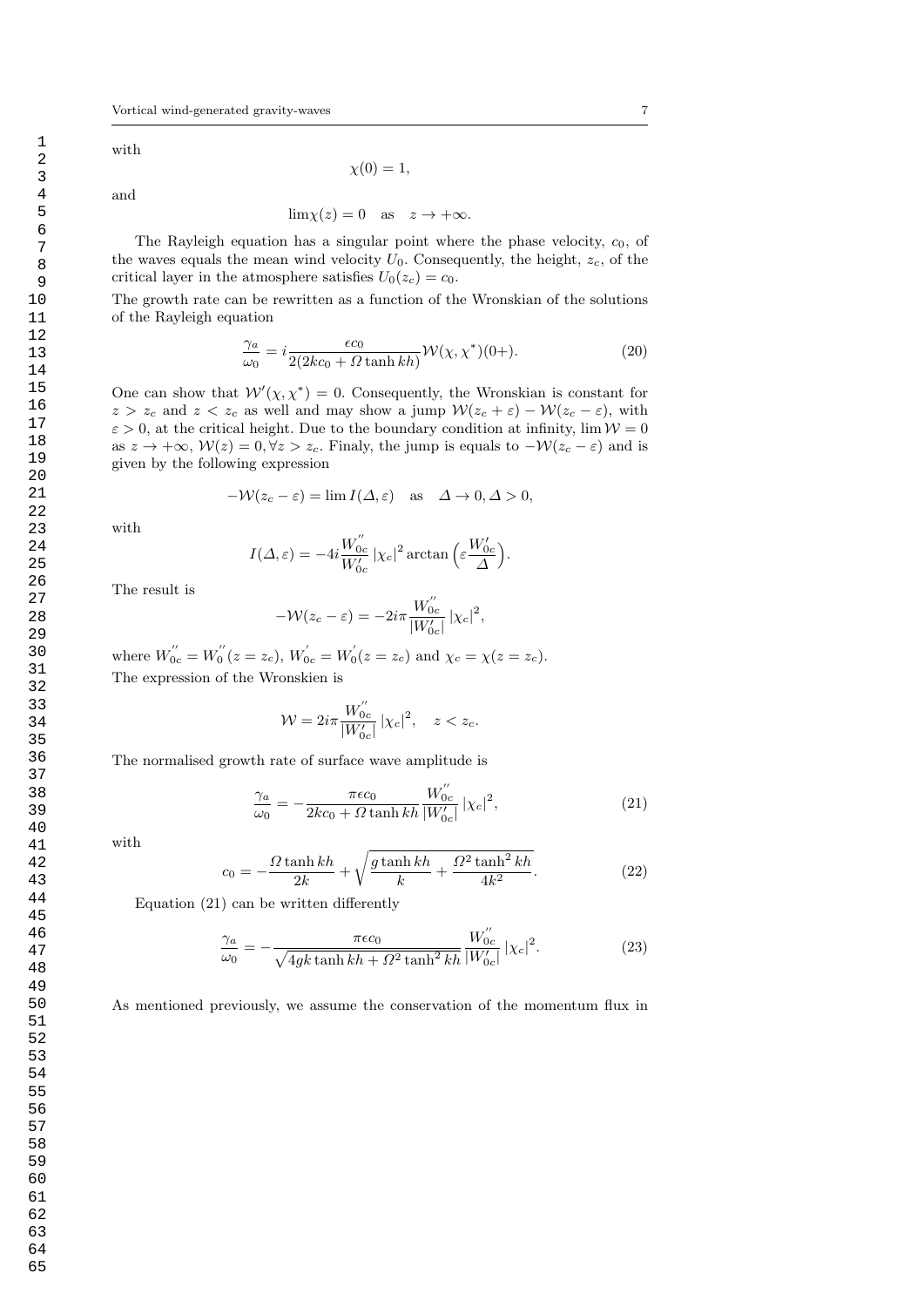with

$$\chi(0) = 1,$$

and

$$\lim \chi(z) = 0 \quad \text{as} \quad z \to +\infty.$$

The Rayleigh equation has a singular point where the phase velocity, $c_0$, of the waves equals the mean wind velocity $U_0$. Consequently, the height, $z_c$, of the critical layer in the atmosphere satisfies $U_0(z_c) = c_0$.

The growth rate can be rewritten as a function of the Wronskian of the solutions of the Rayleigh equation

$$\frac{\gamma_a}{\omega_0} = i \frac{\epsilon c_0}{2(2kc_0 + \Omega \tanh kh)} \mathcal{W}(\chi, \chi^*)(0+). \tag{20}$$

One can show that $\mathcal{W}'(\chi, \chi^*) = 0$. Consequently, the Wronskian is constant for $z > z_c$ and $z < z_c$ as well and may show a jump $\mathcal{W}(z_c + \varepsilon) - \mathcal{W}(z_c - \varepsilon)$, with $\varepsilon > 0$, at the critical height. Due to the boundary condition at infinity, $\lim \mathcal{W} = 0$ as $z \to +\infty$, $\mathcal{W}(z) = 0, \forall z > z_c$. Finaly, the jump is equals to $-\mathcal{W}(z_c - \varepsilon)$ and is given by the following expression

$$-\mathcal{W}(z_c - \varepsilon) = \lim I(\Delta, \varepsilon) \quad \text{as} \quad \Delta \to 0, \Delta > 0,$$

with

$$I(\Delta, \varepsilon) = -4i \frac{W_{0c}^{''}}{W_{0c}^{'}} |\chi_c|^2 \arctan\left(\varepsilon \frac{W_{0c}'}{\Delta}\right).$$

The result is

$$-\mathcal{W}(z_c - \varepsilon) = -2i\pi \frac{W_{0c}^{''}}{|W_{0c}'|} |\chi_c|^2,$$

where $W_{0c}^{''} = W_0^{''}(z = z_c)$, $W_{0c}^{'} = W_0^{'}(z = z_c)$ and $\chi_c = \chi(z = z_c)$.
The expression of the Wronskien is

$$\mathcal{W} = 2i\pi \frac{W_{0c}^{''}}{|W_{0c}'|} |\chi_c|^2, \quad z < z_c.$$

The normalised growth rate of surface wave amplitude is

$$\frac{\gamma_a}{\omega_0} = -\frac{\pi \epsilon c_0}{2kc_0 + \Omega \tanh kh} \frac{W_{0c}^{''}}{|W_{0c}'|} |\chi_c|^2, \tag{21}$$

with

$$c_0 = -\frac{\Omega \tanh kh}{2k} + \sqrt{\frac{g \tanh kh}{k} + \frac{\Omega^2 \tanh^2 kh}{4k^2}}. \tag{22}$$

Equation (21) can be written differently

$$\frac{\gamma_a}{\omega_0} = -\frac{\pi \epsilon c_0}{\sqrt{4gk \tanh kh + \Omega^2 \tanh^2 kh}} \frac{W_{0c}^{''}}{|W_{0c}'|} |\chi_c|^2. \tag{23}$$

As mentioned previously, we assume the conservation of the momentum flux in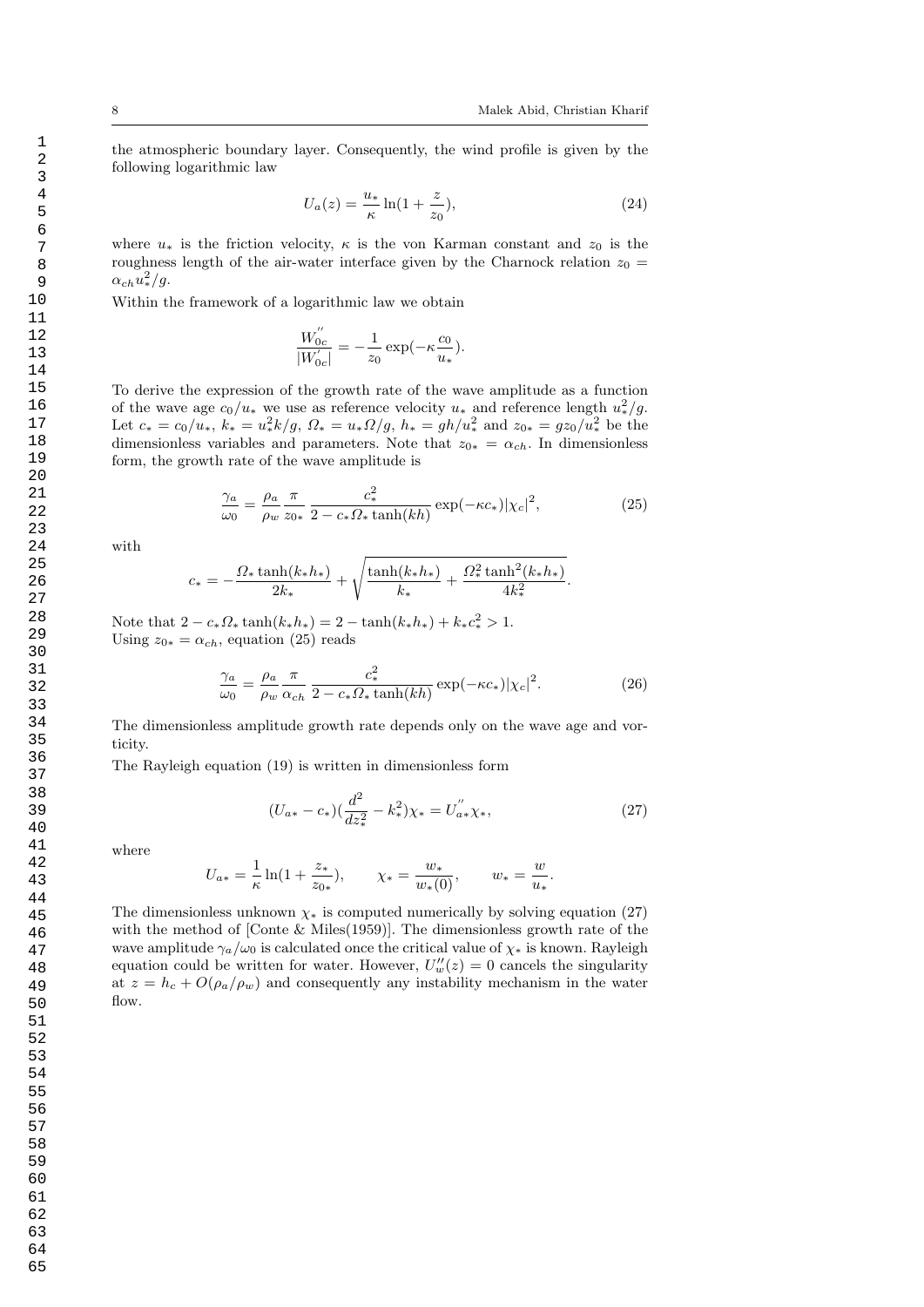the atmospheric boundary layer. Consequently, the wind profile is given by the following logarithmic law

$$U_a(z) = \frac{u_*}{\kappa} \ln(1 + \frac{z}{z_0}), \tag{24}$$

where $u_*$ is the friction velocity, $\kappa$ is the von Karman constant and $z_0$ is the roughness length of the air-water interface given by the Charnock relation $z_0 = \alpha_{ch} u_*^2/g$.

Within the framework of a logarithmic law we obtain

$$\frac{W_{0c}^{''}}{|W_{0c}^{'}|} = -\frac{1}{z_0} \exp(-\kappa \frac{c_0}{u_*}).$$

To derive the expression of the growth rate of the wave amplitude as a function of the wave age $c_0/u_*$ we use as reference velocity $u_*$ and reference length $u_*^2/g$. Let $c_* = c_0/u_*$, $k_* = u_*^2 k/g$, $\Omega_* = u_* \Omega/g$, $h_* = gh/u_*^2$ and $z_{0*} = g z_0/u_*^2$ be the dimensionless variables and parameters. Note that $z_{0*} = \alpha_{ch}$. In dimensionless form, the growth rate of the wave amplitude is

$$\frac{\gamma_a}{\omega_0} = \frac{\rho_a}{\rho_w} \frac{\pi}{z_{0*}} \frac{c_*^2}{2 - c_* \Omega_* \tanh(kh)} \exp(-\kappa c_*) |\chi_c|^2, \tag{25}$$

with

$$c_* = -\frac{\Omega_* \tanh(k_* h_*)}{2k_*} + \sqrt{\frac{\tanh(k_* h_*)}{k_*} + \frac{\Omega_*^2 \tanh^2(k_* h_*)}{4k_*^2}}.$$

Note that $2 - c_* \Omega_* \tanh(k_* h_*) = 2 - \tanh(k_* h_*) + k_* c_*^2 > 1$.
Using $z_{0*} = \alpha_{ch}$, equation (25) reads

$$\frac{\gamma_a}{\omega_0} = \frac{\rho_a}{\rho_w} \frac{\pi}{\alpha_{ch}} \frac{c_*^2}{2 - c_* \Omega_* \tanh(kh)} \exp(-\kappa c_*) |\chi_c|^2. \tag{26}$$

The dimensionless amplitude growth rate depends only on the wave age and vorticity.

The Rayleigh equation (19) is written in dimensionless form

$$(U_{a*} - c_*)(\frac{d^2}{dz_*^2} - k_*^2)\chi_* = U_{a*}^{''} \chi_*, \tag{27}$$

where

$$U_{a*} = \frac{1}{\kappa} \ln(1 + \frac{z_*}{z_{0*}}), \qquad \chi_* = \frac{w_*}{w_*(0)}, \qquad w_* = \frac{w}{u_*}.$$

The dimensionless unknown $\chi_*$ is computed numerically by solving equation (27) with the method of [Conte & Miles(1959)]. The dimensionless growth rate of the wave amplitude $\gamma_a/\omega_0$ is calculated once the critical value of $\chi_*$ is known. Rayleigh equation could be written for water. However, $U_w''(z) = 0$ cancels the singularity at $z = h_c + O(\rho_a/\rho_w)$ and consequently any instability mechanism in the water flow.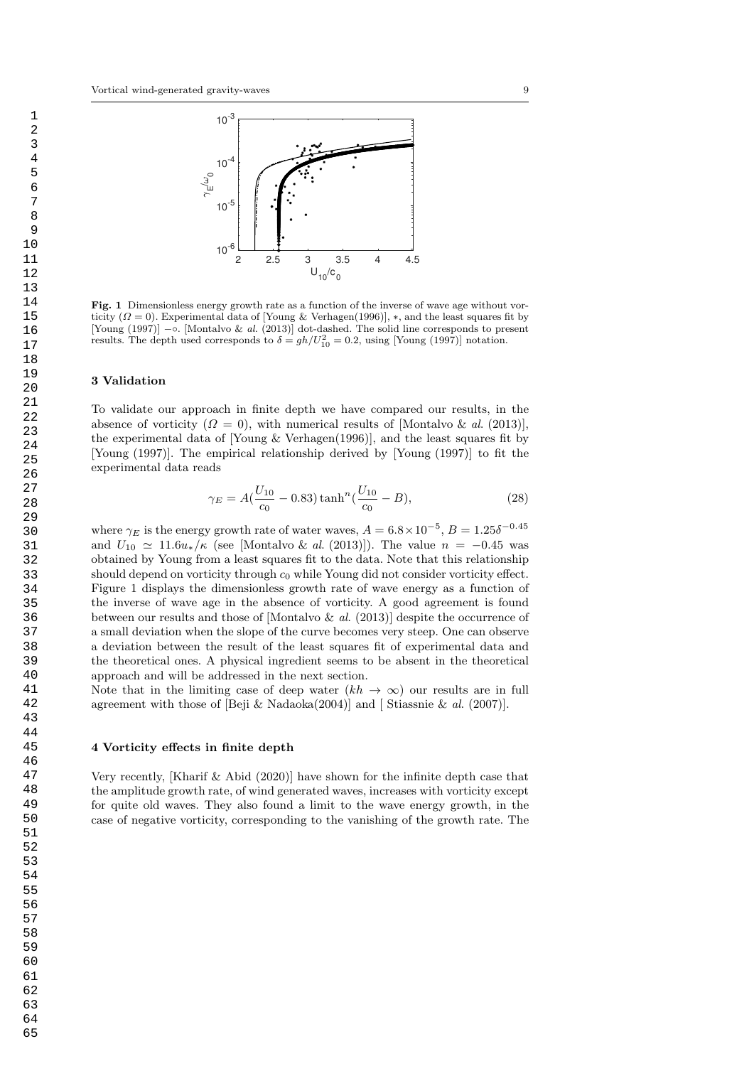**Fig. 1** Dimensionless energy growth rate as a function of the inverse of wave age without vorticity ($\Omega = 0$). Experimental data of [Young & Verhagen(1996)], $*$, and the least squares fit by [Young (1997)] $-\circ$. [Montalvo & *al.* (2013)] dot-dashed. The solid line corresponds to present results. The depth used corresponds to $\delta = gh/U_{10}^2 = 0.2$, using [Young (1997)] notation.

## 3 Validation

To validate our approach in finite depth we have compared our results, in the absence of vorticity ($\Omega = 0$), with numerical results of [Montalvo & *al.* (2013)], the experimental data of [Young & Verhagen(1996)], and the least squares fit by [Young (1997)]. The empirical relationship derived by [Young (1997)] to fit the experimental data reads

$$\gamma_E = A(\frac{U_{10}}{c_0} - 0.83)\tanh^n(\frac{U_{10}}{c_0} - B), \tag{28}$$

where $\gamma_E$ is the energy growth rate of water waves, $A = 6.8 \times 10^{-5}$, $B = 1.25\delta^{-0.45}$ and $U_{10} \simeq 11.6u_*/\kappa$ (see [Montalvo & *al.* (2013)]). The value $n = -0.45$ was obtained by Young from a least squares fit to the data. Note that this relationship should depend on vorticity through $c_0$ while Young did not consider vorticity effect. Figure 1 displays the dimensionless growth rate of wave energy as a function of the inverse of wave age in the absence of vorticity. A good agreement is found between our results and those of [Montalvo & *al.* (2013)] despite the occurrence of a small deviation when the slope of the curve becomes very steep. One can observe a deviation between the result of the least squares fit of experimental data and the theoretical ones. A physical ingredient seems to be absent in the theoretical approach and will be addressed in the next section.

Note that in the limiting case of deep water ($kh \to \infty$) our results are in full agreement with those of [Beji & Nadaoka(2004)] and [ Stiassnie & *al.* (2007)].

## 4 Vorticity effects in finite depth

Very recently, [Kharif & Abid (2020)] have shown for the infinite depth case that the amplitude growth rate, of wind generated waves, increases with vorticity except for quite old waves. They also found a limit to the wave energy growth, in the case of negative vorticity, corresponding to the vanishing of the growth rate. The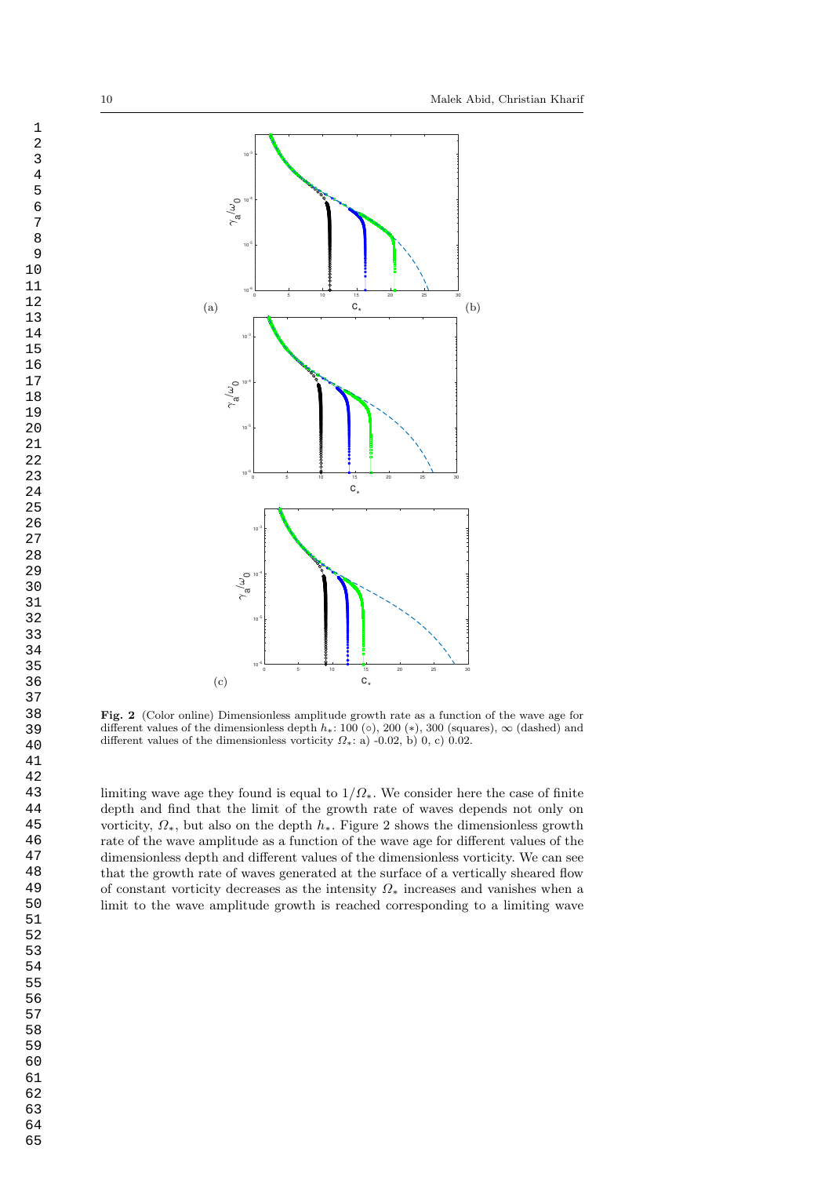**Fig. 2** (Color online) Dimensionless amplitude growth rate as a function of the wave age for different values of the dimensionless depth $h_*$: 100 (○), 200 (∗), 300 (squares), ∞ (dashed) and different values of the dimensionless vorticity $\Omega_*$: a) -0.02, b) 0, c) 0.02.

limiting wave age they found is equal to $1/\Omega_*$. We consider here the case of finite depth and find that the limit of the growth rate of waves depends not only on vorticity, $\Omega_*$, but also on the depth $h_*$. Figure 2 shows the dimensionless growth rate of the wave amplitude as a function of the wave age for different values of the dimensionless depth and different values of the dimensionless vorticity. We can see that the growth rate of waves generated at the surface of a vertically sheared flow of constant vorticity decreases as the intensity $\Omega_*$ increases and vanishes when a limit to the wave amplitude growth is reached corresponding to a limiting wave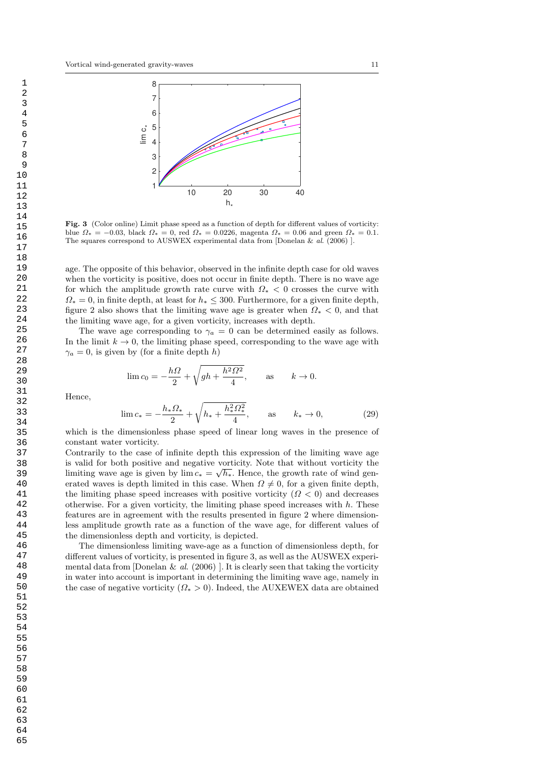**Fig. 3** (Color online) Limit phase speed as a function of depth for different values of vorticity: blue $\Omega_* = -0.03$, black $\Omega_* = 0$, red $\Omega_* = 0.0226$, magenta $\Omega_* = 0.06$ and green $\Omega_* = 0.1$. The squares correspond to AUSWEX experimental data from [Donelan & *al.* (2006) ].

age. The opposite of this behavior, observed in the infinite depth case for old waves when the vorticity is positive, does not occur in finite depth. There is no wave age for which the amplitude growth rate curve with $\Omega_* < 0$ crosses the curve with $\Omega_* = 0$, in finite depth, at least for $h_* \leq 300$. Furthermore, for a given finite depth, figure 2 also shows that the limiting wave age is greater when $\Omega_* < 0$, and that the limiting wave age, for a given vorticity, increases with depth.

The wave age corresponding to $\gamma_a = 0$ can be determined easily as follows. In the limit $k \to 0$, the limiting phase speed, corresponding to the wave age with $\gamma_a = 0$, is given by (for a finite depth $h$)

$$\lim c_0 = -\frac{h\Omega}{2} + \sqrt{gh + \frac{h^2\Omega^2}{4}}, \qquad \text{as} \qquad k \to 0.$$

Hence,

$$\lim c_* = -\frac{h_*\Omega_*}{2} + \sqrt{h_* + \frac{h_*^2\Omega_*^2}{4}}, \qquad \text{as} \qquad k_* \to 0, \tag{29}$$

which is the dimensionless phase speed of linear long waves in the presence of constant water vorticity.

Contrarily to the case of infinite depth this expression of the limiting wave age is valid for both positive and negative vorticity. Note that without vorticity the limiting wave age is given by $\lim c_* = \sqrt{h_*}$. Hence, the growth rate of wind generated waves is depth limited in this case. When $\Omega \neq 0$, for a given finite depth, the limiting phase speed increases with positive vorticity ($\Omega < 0$) and decreases otherwise. For a given vorticity, the limiting phase speed increases with $h$. These features are in agreement with the results presented in figure 2 where dimensionless amplitude growth rate as a function of the wave age, for different values of the dimensionless depth and vorticity, is depicted.

The dimensionless limiting wave-age as a function of dimensionless depth, for different values of vorticity, is presented in figure 3, as well as the AUSWEX experimental data from [Donelan & *al.* (2006) ]. It is clearly seen that taking the vorticity in water into account is important in determining the limiting wave age, namely in the case of negative vorticity ($\Omega_* > 0$). Indeed, the AUXEWEX data are obtained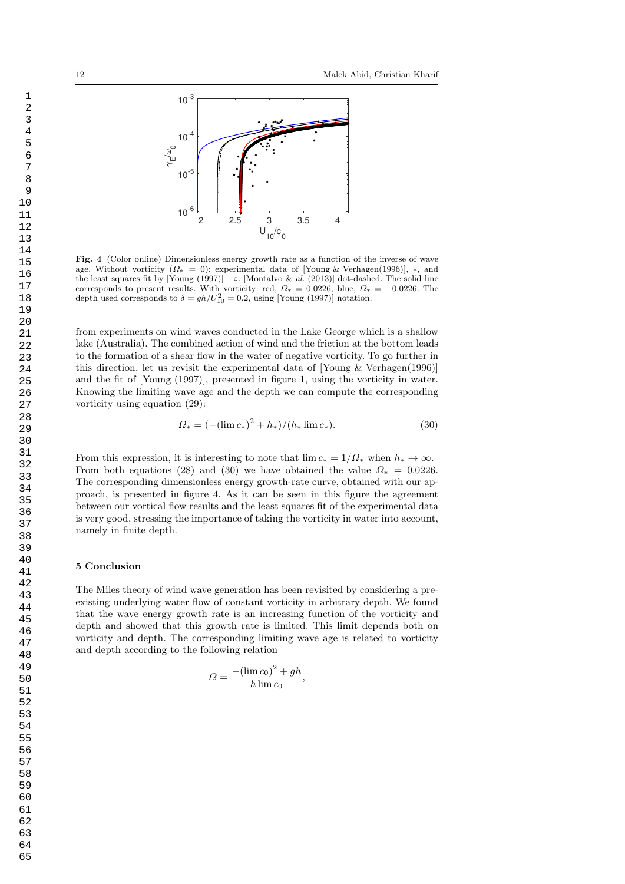**Fig. 4** (Color online) Dimensionless energy growth rate as a function of the inverse of wave age. Without vorticity ($\Omega_* = 0$): experimental data of [Young & Verhagen(1996)], $*$, and the least squares fit by [Young (1997)] $-\circ$. [Montalvo & *al.* (2013)] dot-dashed. The solid line corresponds to present results. With vorticity: red, $\Omega_* = 0.0226$, blue, $\Omega_* = -0.0226$. The depth used corresponds to $\delta = gh/U_{10}^2 = 0.2$, using [Young (1997)] notation.

from experiments on wind waves conducted in the Lake George which is a shallow lake (Australia). The combined action of wind and the friction at the bottom leads to the formation of a shear flow in the water of negative vorticity. To go further in this direction, let us revisit the experimental data of [Young & Verhagen(1996)] and the fit of [Young (1997)], presented in figure 1, using the vorticity in water. Knowing the limiting wave age and the depth we can compute the corresponding vorticity using equation (29):

$$\Omega_* = (-(\lim c_*)^2 + h_*)/(h_* \lim c_*). \tag{30}$$

From this expression, it is interesting to note that $\lim c_* = 1/\Omega_*$ when $h_* \to \infty$. From both equations (28) and (30) we have obtained the value $\Omega_* = 0.0226$. The corresponding dimensionless energy growth-rate curve, obtained with our approach, is presented in figure 4. As it can be seen in this figure the agreement between our vortical flow results and the least squares fit of the experimental data is very good, stressing the importance of taking the vorticity in water into account, namely in finite depth.

## 5 Conclusion

The Miles theory of wind wave generation has been revisited by considering a pre-existing underlying water flow of constant vorticity in arbitrary depth. We found that the wave energy growth rate is an increasing function of the vorticity and depth and showed that this growth rate is limited. This limit depends both on vorticity and depth. The corresponding limiting wave age is related to vorticity and depth according to the following relation

$$\Omega = \frac{-(\lim c_0)^2 + gh}{h \lim c_0},$$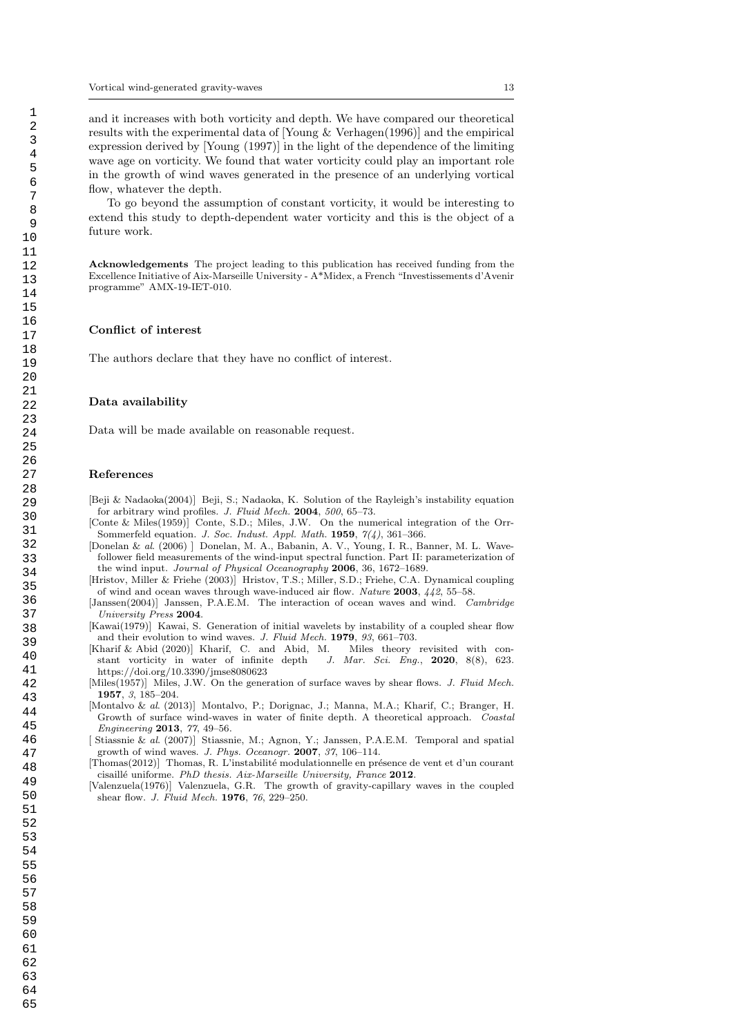and it increases with both vorticity and depth. We have compared our theoretical results with the experimental data of [Young & Verhagen(1996)] and the empirical expression derived by [Young (1997)] in the light of the dependence of the limiting wave age on vorticity. We found that water vorticity could play an important role in the growth of wind waves generated in the presence of an underlying vortical flow, whatever the depth.

To go beyond the assumption of constant vorticity, it would be interesting to extend this study to depth-dependent water vorticity and this is the object of a future work.

**Acknowledgements** The project leading to this publication has received funding from the Excellence Initiative of Aix-Marseille University - A*Midex, a French "Investissements d'Avenir programme" AMX-19-IET-010.

### Conflict of interest

The authors declare that they have no conflict of interest.

### Data availability

Data will be made available on reasonable request.

### References

[Beji & Nadaoka(2004)] Beji, S.; Nadaoka, K. Solution of the Rayleigh's instability equation for arbitrary wind profiles. *J. Fluid Mech.* **2004**, *500*, 65–73.

[Conte & Miles(1959)] Conte, S.D.; Miles, J.W. On the numerical integration of the Orr-Sommerfeld equation. *J. Soc. Indust. Appl. Math.* **1959**, *7(4)*, 361–366.

[Donelan & *al.* (2006) ] Donelan, M. A., Babanin, A. V., Young, I. R., Banner, M. L. Wave-follower field measurements of the wind-input spectral function. Part II: parameterization of the wind input. *Journal of Physical Oceanography* **2006**, 36, 1672–1689.

[Hristov, Miller & Friehe (2003)] Hristov, T.S.; Miller, S.D.; Friehe, C.A. Dynamical coupling of wind and ocean waves through wave-induced air flow. *Nature* **2003**, *442*, 55–58.

[Janssen(2004)] Janssen, P.A.E.M. The interaction of ocean waves and wind. *Cambridge University Press* **2004**.

[Kawai(1979)] Kawai, S. Generation of initial wavelets by instability of a coupled shear flow and their evolution to wind waves. *J. Fluid Mech.* **1979**, *93*, 661–703.

[Kharif & Abid (2020)] Kharif, C. and Abid, M. Miles theory revisited with constant vorticity in water of infinite depth *J. Mar. Sci. Eng.*, **2020**, 8(8), 623. https://doi.org/10.3390/jmse8080623

[Miles(1957)] Miles, J.W. On the generation of surface waves by shear flows. *J. Fluid Mech.* **1957**, *3*, 185–204.

[Montalvo & *al.* (2013)] Montalvo, P.; Dorignac, J.; Manna, M.A.; Kharif, C.; Branger, H. Growth of surface wind-waves in water of finite depth. A theoretical approach. *Coastal Engineering* **2013**, *77*, 49–56.

[ Stiassnie & *al.* (2007)] Stiassnie, M.; Agnon, Y.; Janssen, P.A.E.M. Temporal and spatial growth of wind waves. *J. Phys. Oceanogr.* **2007**, *37*, 106–114.

[Thomas(2012)] Thomas, R. L'instabilité modulationnelle en présence de vent et d'un courant cisaillé uniforme. *PhD thesis. Aix-Marseille University, France* **2012**.

[Valenzuela(1976)] Valenzuela, G.R. The growth of gravity-capillary waves in the coupled shear flow. *J. Fluid Mech.* **1976**, *76*, 229–250.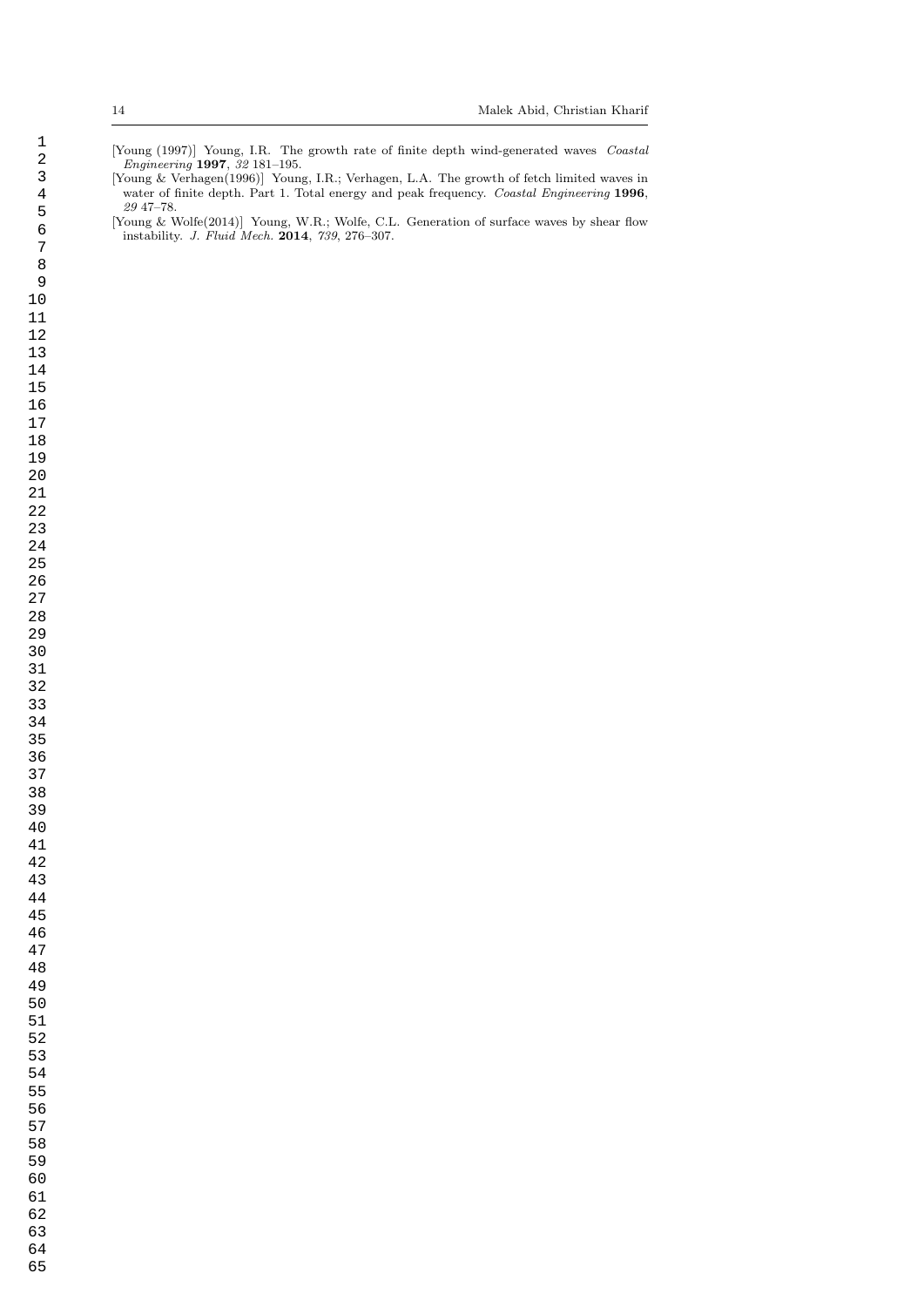[Young (1997)] Young, I.R. The growth rate of finite depth wind-generated waves *Coastal Engineering* **1997**, *32* 181–195.

[Young & Verhagen(1996)] Young, I.R.; Verhagen, L.A. The growth of fetch limited waves in water of finite depth. Part 1. Total energy and peak frequency. *Coastal Engineering* **1996**, *29* 47–78.

[Young & Wolfe(2014)] Young, W.R.; Wolfe, C.L. Generation of surface waves by shear flow instability. *J. Fluid Mech.* **2014**, *739*, 276–307.